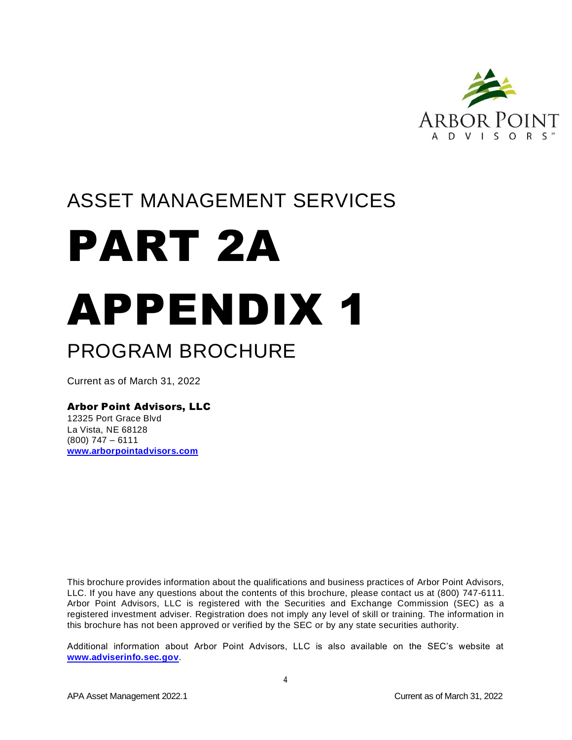ASSET MANAGEMENT SERVICES

# PART 2A

# APPENDIX 1

## PROGRAM BROCHURE

Current as of March 31, 2022

**Arbor Point Advisors, LLC**
12325 Port Grace Blvd
La Vista, NE 68128
(800) 747 – 6111
**www.arborpointadvisors.com**

This brochure provides information about the qualifications and business practices of Arbor Point Advisors, LLC. If you have any questions about the contents of this brochure, please contact us at (800) 747-6111. Arbor Point Advisors, LLC is registered with the Securities and Exchange Commission (SEC) as a registered investment adviser. Registration does not imply any level of skill or training. The information in this brochure has not been approved or verified by the SEC or by any state securities authority.

Additional information about Arbor Point Advisors, LLC is also available on the SEC's website at **www.adviserinfo.sec.gov**.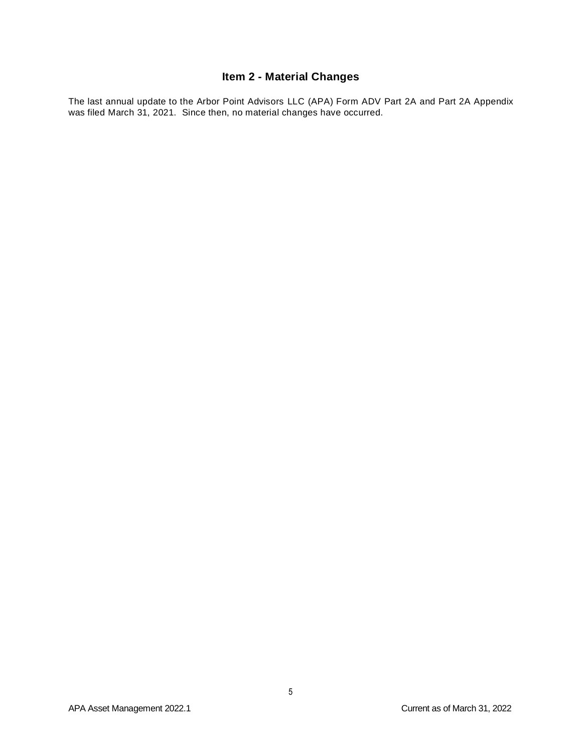## Item 2 - Material Changes

The last annual update to the Arbor Point Advisors LLC (APA) Form ADV Part 2A and Part 2A Appendix was filed March 31, 2021. Since then, no material changes have occurred.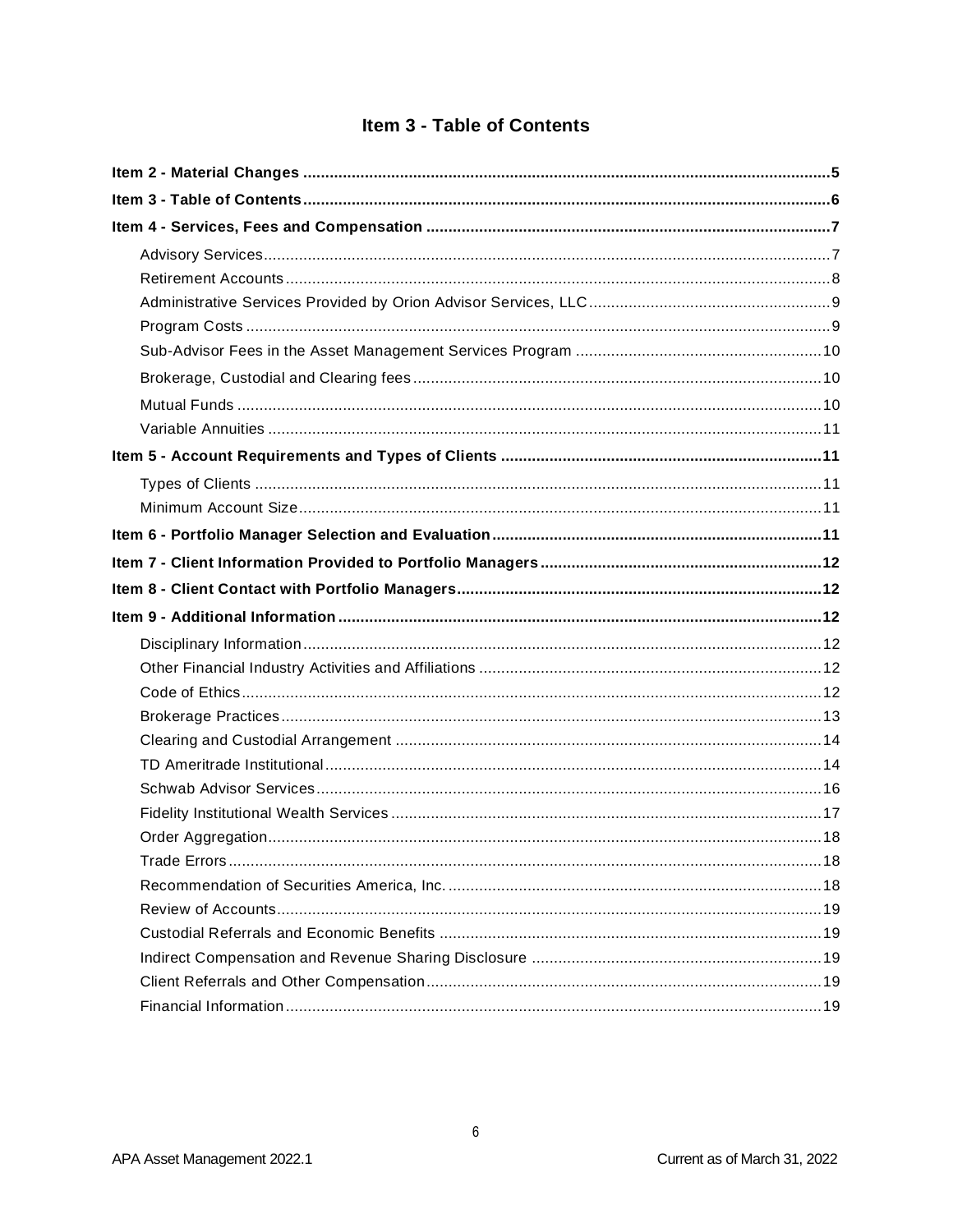# Item 3 - Table of Contents

**Item 2 - Material Changes** ........................................................................ **5**

**Item 3 - Table of Contents** ........................................................................ **6**

**Item 4 - Services, Fees and Compensation** ........................................................................ **7**

- Advisory Services ........................................................................ 7
- Retirement Accounts ........................................................................ 8
- Administrative Services Provided by Orion Advisor Services, LLC ........................................................................ 9
- Program Costs ........................................................................ 9
- Sub-Advisor Fees in the Asset Management Services Program ........................................................................ 10
- Brokerage, Custodial and Clearing fees ........................................................................ 10
- Mutual Funds ........................................................................ 10
- Variable Annuities ........................................................................ 11

**Item 5 - Account Requirements and Types of Clients** ........................................................................ **11**

- Types of Clients ........................................................................ 11
- Minimum Account Size ........................................................................ 11

**Item 6 - Portfolio Manager Selection and Evaluation** ........................................................................ **11**

**Item 7 - Client Information Provided to Portfolio Managers** ........................................................................ **12**

**Item 8 - Client Contact with Portfolio Managers** ........................................................................ **12**

**Item 9 - Additional Information** ........................................................................ **12**

- Disciplinary Information ........................................................................ 12
- Other Financial Industry Activities and Affiliations ........................................................................ 12
- Code of Ethics ........................................................................ 12
- Brokerage Practices ........................................................................ 13
- Clearing and Custodial Arrangement ........................................................................ 14
- TD Ameritrade Institutional ........................................................................ 14
- Schwab Advisor Services ........................................................................ 16
- Fidelity Institutional Wealth Services ........................................................................ 17
- Order Aggregation ........................................................................ 18
- Trade Errors ........................................................................ 18
- Recommendation of Securities America, Inc. ........................................................................ 18
- Review of Accounts ........................................................................ 19
- Custodial Referrals and Economic Benefits ........................................................................ 19
- Indirect Compensation and Revenue Sharing Disclosure ........................................................................ 19
- Client Referrals and Other Compensation ........................................................................ 19
- Financial Information ........................................................................ 19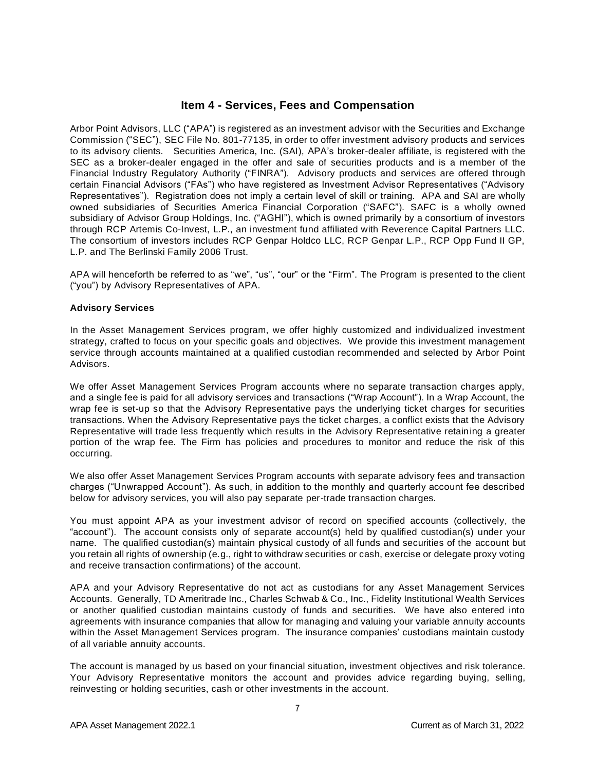## Item 4 - Services, Fees and Compensation

Arbor Point Advisors, LLC ("APA") is registered as an investment advisor with the Securities and Exchange Commission ("SEC"), SEC File No. 801-77135, in order to offer investment advisory products and services to its advisory clients. Securities America, Inc. (SAI), APA's broker-dealer affiliate, is registered with the SEC as a broker-dealer engaged in the offer and sale of securities products and is a member of the Financial Industry Regulatory Authority ("FINRA"). Advisory products and services are offered through certain Financial Advisors ("FAs") who have registered as Investment Advisor Representatives ("Advisory Representatives"). Registration does not imply a certain level of skill or training. APA and SAI are wholly owned subsidiaries of Securities America Financial Corporation ("SAFC"). SAFC is a wholly owned subsidiary of Advisor Group Holdings, Inc. ("AGHI"), which is owned primarily by a consortium of investors through RCP Artemis Co-Invest, L.P., an investment fund affiliated with Reverence Capital Partners LLC. The consortium of investors includes RCP Genpar Holdco LLC, RCP Genpar L.P., RCP Opp Fund II GP, L.P. and The Berlinski Family 2006 Trust.

APA will henceforth be referred to as "we", "us", "our" or the "Firm". The Program is presented to the client ("you") by Advisory Representatives of APA.

**Advisory Services**

In the Asset Management Services program, we offer highly customized and individualized investment strategy, crafted to focus on your specific goals and objectives. We provide this investment management service through accounts maintained at a qualified custodian recommended and selected by Arbor Point Advisors.

We offer Asset Management Services Program accounts where no separate transaction charges apply, and a single fee is paid for all advisory services and transactions ("Wrap Account"). In a Wrap Account, the wrap fee is set-up so that the Advisory Representative pays the underlying ticket charges for securities transactions. When the Advisory Representative pays the ticket charges, a conflict exists that the Advisory Representative will trade less frequently which results in the Advisory Representative retaining a greater portion of the wrap fee. The Firm has policies and procedures to monitor and reduce the risk of this occurring.

We also offer Asset Management Services Program accounts with separate advisory fees and transaction charges ("Unwrapped Account"). As such, in addition to the monthly and quarterly account fee described below for advisory services, you will also pay separate per-trade transaction charges.

You must appoint APA as your investment advisor of record on specified accounts (collectively, the "account"). The account consists only of separate account(s) held by qualified custodian(s) under your name. The qualified custodian(s) maintain physical custody of all funds and securities of the account but you retain all rights of ownership (e.g., right to withdraw securities or cash, exercise or delegate proxy voting and receive transaction confirmations) of the account.

APA and your Advisory Representative do not act as custodians for any Asset Management Services Accounts. Generally, TD Ameritrade Inc., Charles Schwab & Co., Inc., Fidelity Institutional Wealth Services or another qualified custodian maintains custody of funds and securities. We have also entered into agreements with insurance companies that allow for managing and valuing your variable annuity accounts within the Asset Management Services program. The insurance companies' custodians maintain custody of all variable annuity accounts.

The account is managed by us based on your financial situation, investment objectives and risk tolerance. Your Advisory Representative monitors the account and provides advice regarding buying, selling, reinvesting or holding securities, cash or other investments in the account.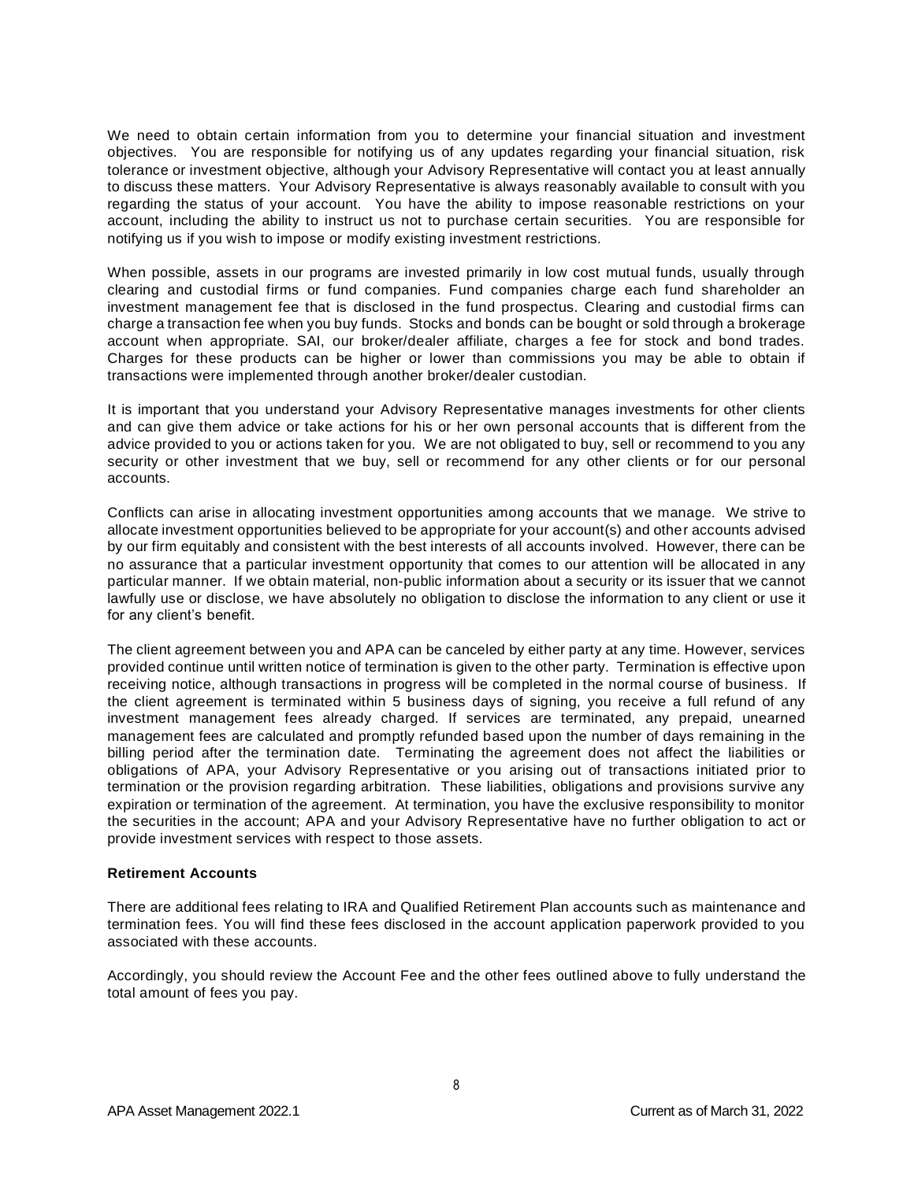We need to obtain certain information from you to determine your financial situation and investment objectives. You are responsible for notifying us of any updates regarding your financial situation, risk tolerance or investment objective, although your Advisory Representative will contact you at least annually to discuss these matters. Your Advisory Representative is always reasonably available to consult with you regarding the status of your account. You have the ability to impose reasonable restrictions on your account, including the ability to instruct us not to purchase certain securities. You are responsible for notifying us if you wish to impose or modify existing investment restrictions.

When possible, assets in our programs are invested primarily in low cost mutual funds, usually through clearing and custodial firms or fund companies. Fund companies charge each fund shareholder an investment management fee that is disclosed in the fund prospectus. Clearing and custodial firms can charge a transaction fee when you buy funds. Stocks and bonds can be bought or sold through a brokerage account when appropriate. SAI, our broker/dealer affiliate, charges a fee for stock and bond trades. Charges for these products can be higher or lower than commissions you may be able to obtain if transactions were implemented through another broker/dealer custodian.

It is important that you understand your Advisory Representative manages investments for other clients and can give them advice or take actions for his or her own personal accounts that is different from the advice provided to you or actions taken for you. We are not obligated to buy, sell or recommend to you any security or other investment that we buy, sell or recommend for any other clients or for our personal accounts.

Conflicts can arise in allocating investment opportunities among accounts that we manage. We strive to allocate investment opportunities believed to be appropriate for your account(s) and other accounts advised by our firm equitably and consistent with the best interests of all accounts involved. However, there can be no assurance that a particular investment opportunity that comes to our attention will be allocated in any particular manner. If we obtain material, non-public information about a security or its issuer that we cannot lawfully use or disclose, we have absolutely no obligation to disclose the information to any client or use it for any client's benefit.

The client agreement between you and APA can be canceled by either party at any time. However, services provided continue until written notice of termination is given to the other party. Termination is effective upon receiving notice, although transactions in progress will be completed in the normal course of business. If the client agreement is terminated within 5 business days of signing, you receive a full refund of any investment management fees already charged. If services are terminated, any prepaid, unearned management fees are calculated and promptly refunded based upon the number of days remaining in the billing period after the termination date. Terminating the agreement does not affect the liabilities or obligations of APA, your Advisory Representative or you arising out of transactions initiated prior to termination or the provision regarding arbitration. These liabilities, obligations and provisions survive any expiration or termination of the agreement. At termination, you have the exclusive responsibility to monitor the securities in the account; APA and your Advisory Representative have no further obligation to act or provide investment services with respect to those assets.

**Retirement Accounts**

There are additional fees relating to IRA and Qualified Retirement Plan accounts such as maintenance and termination fees. You will find these fees disclosed in the account application paperwork provided to you associated with these accounts.

Accordingly, you should review the Account Fee and the other fees outlined above to fully understand the total amount of fees you pay.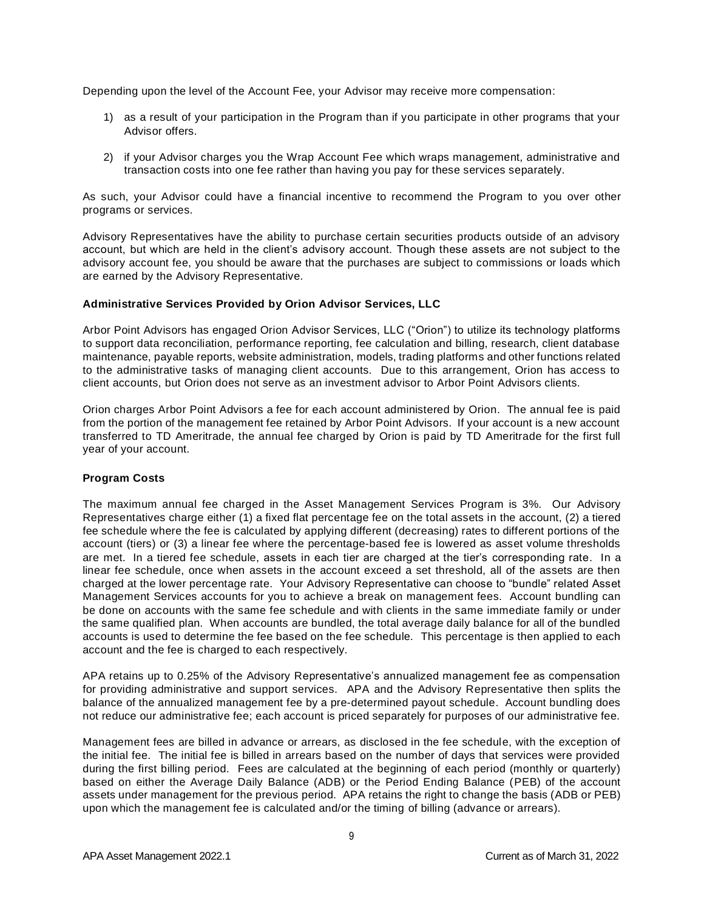Depending upon the level of the Account Fee, your Advisor may receive more compensation:

1) as a result of your participation in the Program than if you participate in other programs that your Advisor offers.

2) if your Advisor charges you the Wrap Account Fee which wraps management, administrative and transaction costs into one fee rather than having you pay for these services separately.

As such, your Advisor could have a financial incentive to recommend the Program to you over other programs or services.

Advisory Representatives have the ability to purchase certain securities products outside of an advisory account, but which are held in the client's advisory account. Though these assets are not subject to the advisory account fee, you should be aware that the purchases are subject to commissions or loads which are earned by the Advisory Representative.

**Administrative Services Provided by Orion Advisor Services, LLC**

Arbor Point Advisors has engaged Orion Advisor Services, LLC ("Orion") to utilize its technology platforms to support data reconciliation, performance reporting, fee calculation and billing, research, client database maintenance, payable reports, website administration, models, trading platforms and other functions related to the administrative tasks of managing client accounts. Due to this arrangement, Orion has access to client accounts, but Orion does not serve as an investment advisor to Arbor Point Advisors clients.

Orion charges Arbor Point Advisors a fee for each account administered by Orion. The annual fee is paid from the portion of the management fee retained by Arbor Point Advisors. If your account is a new account transferred to TD Ameritrade, the annual fee charged by Orion is paid by TD Ameritrade for the first full year of your account.

**Program Costs**

The maximum annual fee charged in the Asset Management Services Program is 3%. Our Advisory Representatives charge either (1) a fixed flat percentage fee on the total assets in the account, (2) a tiered fee schedule where the fee is calculated by applying different (decreasing) rates to different portions of the account (tiers) or (3) a linear fee where the percentage-based fee is lowered as asset volume thresholds are met. In a tiered fee schedule, assets in each tier are charged at the tier's corresponding rate. In a linear fee schedule, once when assets in the account exceed a set threshold, all of the assets are then charged at the lower percentage rate. Your Advisory Representative can choose to "bundle" related Asset Management Services accounts for you to achieve a break on management fees. Account bundling can be done on accounts with the same fee schedule and with clients in the same immediate family or under the same qualified plan. When accounts are bundled, the total average daily balance for all of the bundled accounts is used to determine the fee based on the fee schedule. This percentage is then applied to each account and the fee is charged to each respectively.

APA retains up to 0.25% of the Advisory Representative's annualized management fee as compensation for providing administrative and support services. APA and the Advisory Representative then splits the balance of the annualized management fee by a pre-determined payout schedule. Account bundling does not reduce our administrative fee; each account is priced separately for purposes of our administrative fee.

Management fees are billed in advance or arrears, as disclosed in the fee schedule, with the exception of the initial fee. The initial fee is billed in arrears based on the number of days that services were provided during the first billing period. Fees are calculated at the beginning of each period (monthly or quarterly) based on either the Average Daily Balance (ADB) or the Period Ending Balance (PEB) of the account assets under management for the previous period. APA retains the right to change the basis (ADB or PEB) upon which the management fee is calculated and/or the timing of billing (advance or arrears).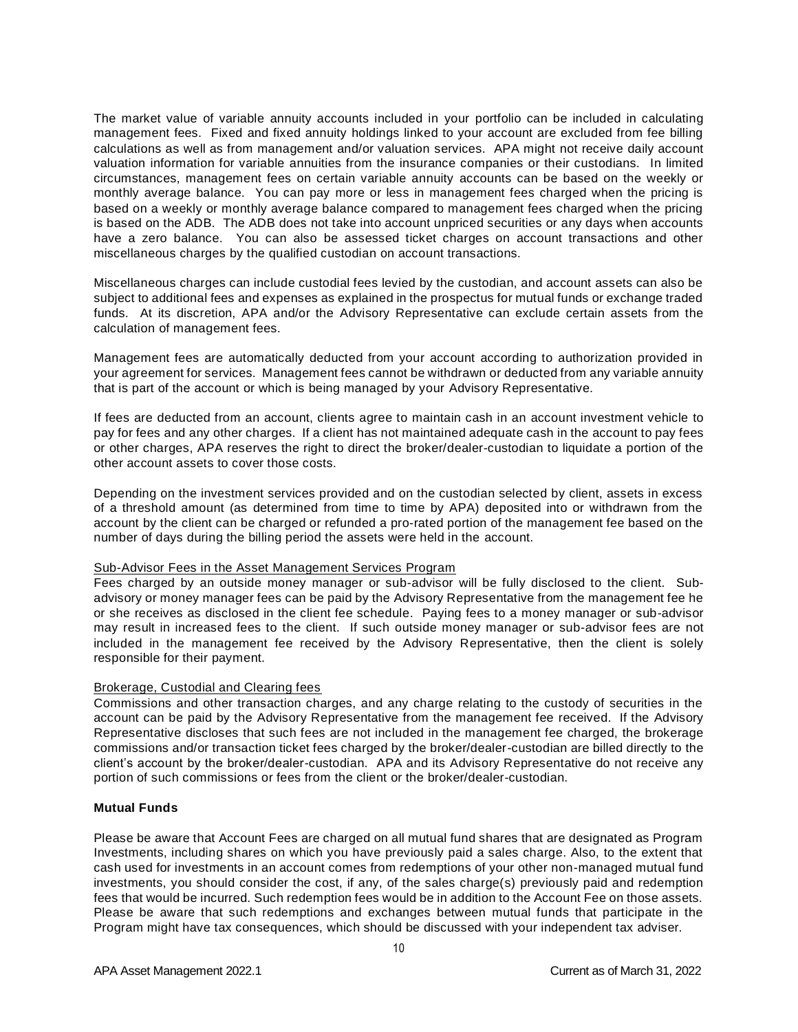The market value of variable annuity accounts included in your portfolio can be included in calculating management fees. Fixed and fixed annuity holdings linked to your account are excluded from fee billing calculations as well as from management and/or valuation services. APA might not receive daily account valuation information for variable annuities from the insurance companies or their custodians. In limited circumstances, management fees on certain variable annuity accounts can be based on the weekly or monthly average balance. You can pay more or less in management fees charged when the pricing is based on a weekly or monthly average balance compared to management fees charged when the pricing is based on the ADB. The ADB does not take into account unpriced securities or any days when accounts have a zero balance. You can also be assessed ticket charges on account transactions and other miscellaneous charges by the qualified custodian on account transactions.

Miscellaneous charges can include custodial fees levied by the custodian, and account assets can also be subject to additional fees and expenses as explained in the prospectus for mutual funds or exchange traded funds. At its discretion, APA and/or the Advisory Representative can exclude certain assets from the calculation of management fees.

Management fees are automatically deducted from your account according to authorization provided in your agreement for services. Management fees cannot be withdrawn or deducted from any variable annuity that is part of the account or which is being managed by your Advisory Representative.

If fees are deducted from an account, clients agree to maintain cash in an account investment vehicle to pay for fees and any other charges. If a client has not maintained adequate cash in the account to pay fees or other charges, APA reserves the right to direct the broker/dealer-custodian to liquidate a portion of the other account assets to cover those costs.

Depending on the investment services provided and on the custodian selected by client, assets in excess of a threshold amount (as determined from time to time by APA) deposited into or withdrawn from the account by the client can be charged or refunded a pro-rated portion of the management fee based on the number of days during the billing period the assets were held in the account.

Sub-Advisor Fees in the Asset Management Services Program

Fees charged by an outside money manager or sub-advisor will be fully disclosed to the client. Sub-advisory or money manager fees can be paid by the Advisory Representative from the management fee he or she receives as disclosed in the client fee schedule. Paying fees to a money manager or sub-advisor may result in increased fees to the client. If such outside money manager or sub-advisor fees are not included in the management fee received by the Advisory Representative, then the client is solely responsible for their payment.

Brokerage, Custodial and Clearing fees

Commissions and other transaction charges, and any charge relating to the custody of securities in the account can be paid by the Advisory Representative from the management fee received. If the Advisory Representative discloses that such fees are not included in the management fee charged, the brokerage commissions and/or transaction ticket fees charged by the broker/dealer-custodian are billed directly to the client's account by the broker/dealer-custodian. APA and its Advisory Representative do not receive any portion of such commissions or fees from the client or the broker/dealer-custodian.

**Mutual Funds**

Please be aware that Account Fees are charged on all mutual fund shares that are designated as Program Investments, including shares on which you have previously paid a sales charge. Also, to the extent that cash used for investments in an account comes from redemptions of your other non-managed mutual fund investments, you should consider the cost, if any, of the sales charge(s) previously paid and redemption fees that would be incurred. Such redemption fees would be in addition to the Account Fee on those assets. Please be aware that such redemptions and exchanges between mutual funds that participate in the Program might have tax consequences, which should be discussed with your independent tax adviser.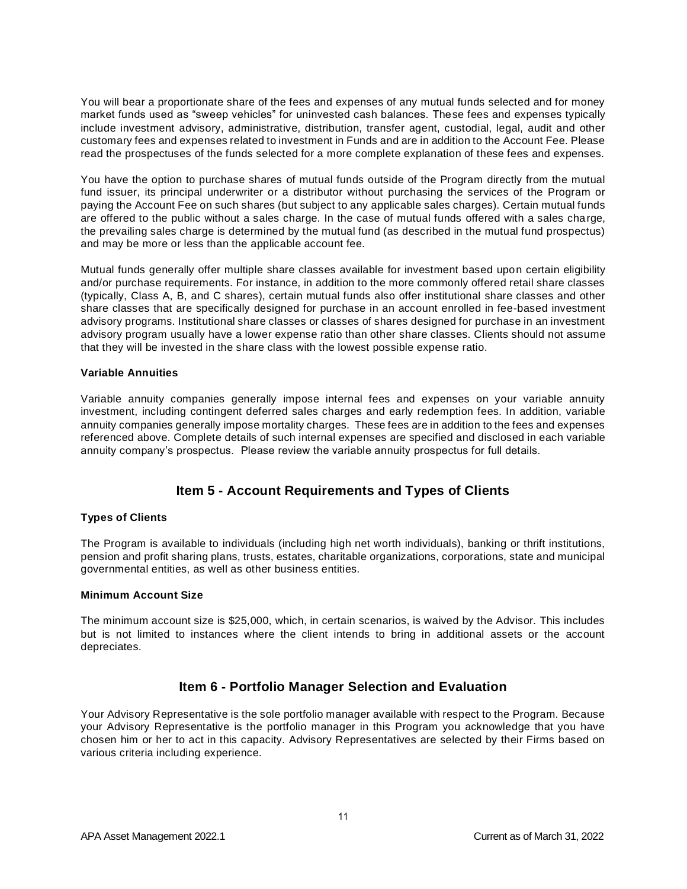You will bear a proportionate share of the fees and expenses of any mutual funds selected and for money market funds used as “sweep vehicles” for uninvested cash balances. These fees and expenses typically include investment advisory, administrative, distribution, transfer agent, custodial, legal, audit and other customary fees and expenses related to investment in Funds and are in addition to the Account Fee. Please read the prospectuses of the funds selected for a more complete explanation of these fees and expenses.

You have the option to purchase shares of mutual funds outside of the Program directly from the mutual fund issuer, its principal underwriter or a distributor without purchasing the services of the Program or paying the Account Fee on such shares (but subject to any applicable sales charges). Certain mutual funds are offered to the public without a sales charge. In the case of mutual funds offered with a sales charge, the prevailing sales charge is determined by the mutual fund (as described in the mutual fund prospectus) and may be more or less than the applicable account fee.

Mutual funds generally offer multiple share classes available for investment based upon certain eligibility and/or purchase requirements. For instance, in addition to the more commonly offered retail share classes (typically, Class A, B, and C shares), certain mutual funds also offer institutional share classes and other share classes that are specifically designed for purchase in an account enrolled in fee-based investment advisory programs. Institutional share classes or classes of shares designed for purchase in an investment advisory program usually have a lower expense ratio than other share classes. Clients should not assume that they will be invested in the share class with the lowest possible expense ratio.

**Variable Annuities**

Variable annuity companies generally impose internal fees and expenses on your variable annuity investment, including contingent deferred sales charges and early redemption fees. In addition, variable annuity companies generally impose mortality charges. These fees are in addition to the fees and expenses referenced above. Complete details of such internal expenses are specified and disclosed in each variable annuity company’s prospectus. Please review the variable annuity prospectus for full details.

## Item 5 - Account Requirements and Types of Clients

**Types of Clients**

The Program is available to individuals (including high net worth individuals), banking or thrift institutions, pension and profit sharing plans, trusts, estates, charitable organizations, corporations, state and municipal governmental entities, as well as other business entities.

**Minimum Account Size**

The minimum account size is $25,000, which, in certain scenarios, is waived by the Advisor. This includes but is not limited to instances where the client intends to bring in additional assets or the account depreciates.

## Item 6 - Portfolio Manager Selection and Evaluation

Your Advisory Representative is the sole portfolio manager available with respect to the Program. Because your Advisory Representative is the portfolio manager in this Program you acknowledge that you have chosen him or her to act in this capacity. Advisory Representatives are selected by their Firms based on various criteria including experience.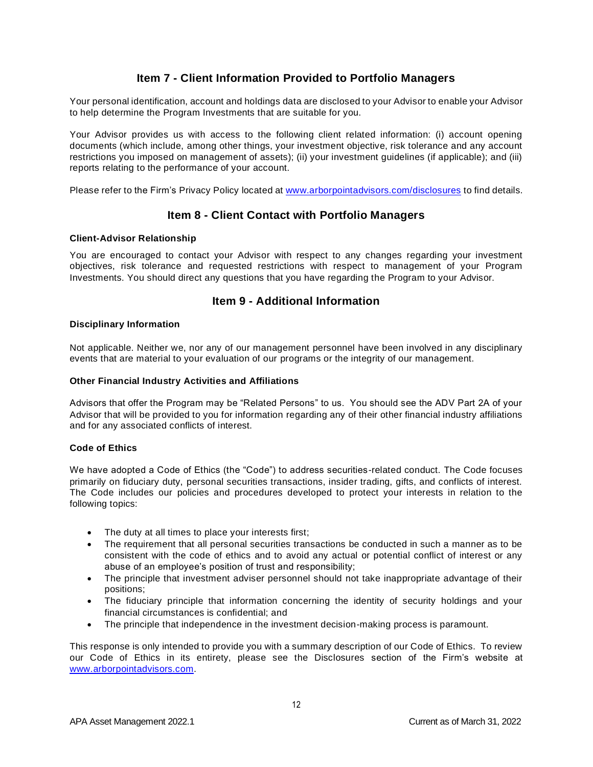## Item 7 - Client Information Provided to Portfolio Managers

Your personal identification, account and holdings data are disclosed to your Advisor to enable your Advisor to help determine the Program Investments that are suitable for you.

Your Advisor provides us with access to the following client related information: (i) account opening documents (which include, among other things, your investment objective, risk tolerance and any account restrictions you imposed on management of assets); (ii) your investment guidelines (if applicable); and (iii) reports relating to the performance of your account.

Please refer to the Firm's Privacy Policy located at www.arborpointadvisors.com/disclosures to find details.

## Item 8 - Client Contact with Portfolio Managers

**Client-Advisor Relationship**

You are encouraged to contact your Advisor with respect to any changes regarding your investment objectives, risk tolerance and requested restrictions with respect to management of your Program Investments. You should direct any questions that you have regarding the Program to your Advisor.

## Item 9 - Additional Information

**Disciplinary Information**

Not applicable. Neither we, nor any of our management personnel have been involved in any disciplinary events that are material to your evaluation of our programs or the integrity of our management.

**Other Financial Industry Activities and Affiliations**

Advisors that offer the Program may be "Related Persons" to us. You should see the ADV Part 2A of your Advisor that will be provided to you for information regarding any of their other financial industry affiliations and for any associated conflicts of interest.

**Code of Ethics**

We have adopted a Code of Ethics (the "Code") to address securities-related conduct. The Code focuses primarily on fiduciary duty, personal securities transactions, insider trading, gifts, and conflicts of interest. The Code includes our policies and procedures developed to protect your interests in relation to the following topics:

- The duty at all times to place your interests first;
- The requirement that all personal securities transactions be conducted in such a manner as to be consistent with the code of ethics and to avoid any actual or potential conflict of interest or any abuse of an employee's position of trust and responsibility;
- The principle that investment adviser personnel should not take inappropriate advantage of their positions;
- The fiduciary principle that information concerning the identity of security holdings and your financial circumstances is confidential; and
- The principle that independence in the investment decision-making process is paramount.

This response is only intended to provide you with a summary description of our Code of Ethics. To review our Code of Ethics in its entirety, please see the Disclosures section of the Firm's website at www.arborpointadvisors.com.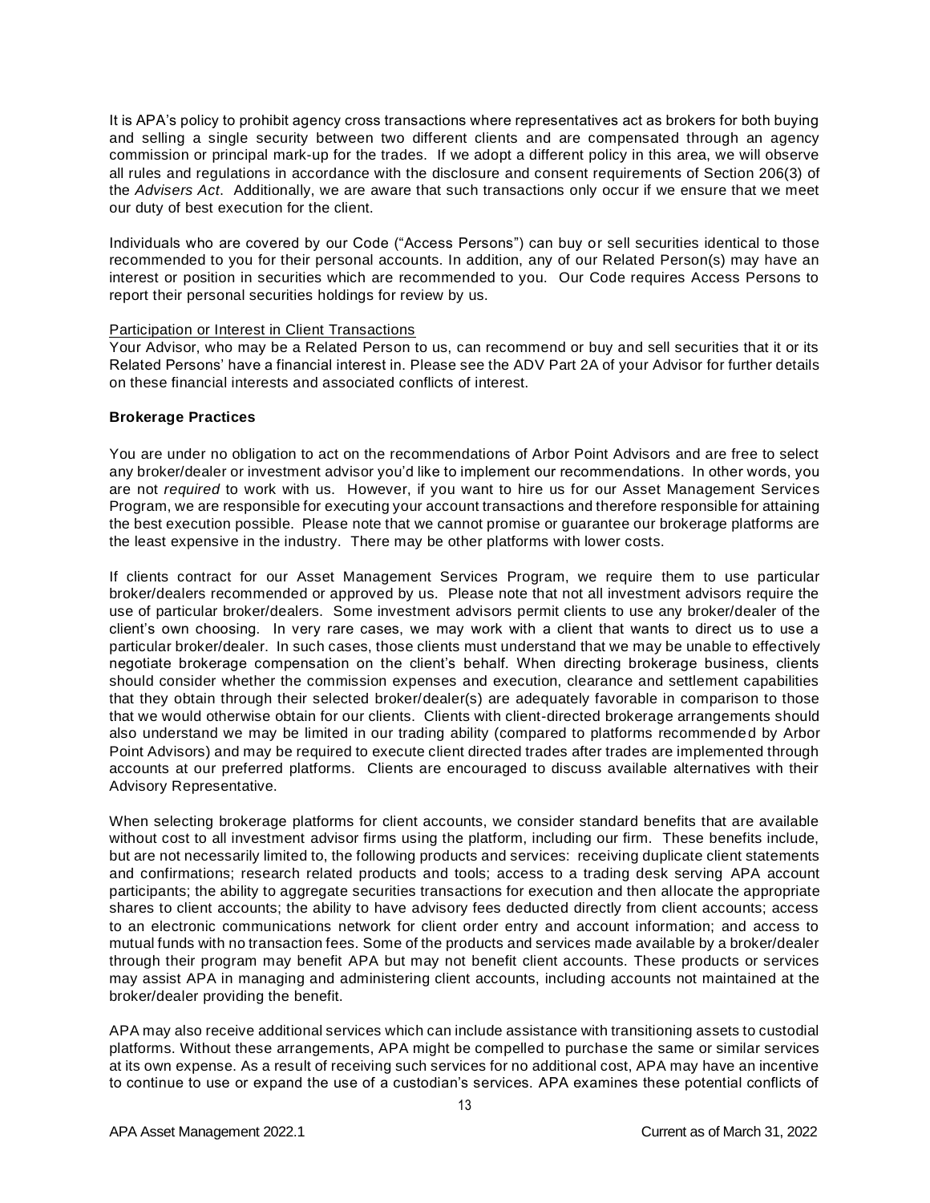It is APA's policy to prohibit agency cross transactions where representatives act as brokers for both buying and selling a single security between two different clients and are compensated through an agency commission or principal mark-up for the trades. If we adopt a different policy in this area, we will observe all rules and regulations in accordance with the disclosure and consent requirements of Section 206(3) of the *Advisers Act*. Additionally, we are aware that such transactions only occur if we ensure that we meet our duty of best execution for the client.

Individuals who are covered by our Code ("Access Persons") can buy or sell securities identical to those recommended to you for their personal accounts. In addition, any of our Related Person(s) may have an interest or position in securities which are recommended to you. Our Code requires Access Persons to report their personal securities holdings for review by us.

Participation or Interest in Client Transactions

Your Advisor, who may be a Related Person to us, can recommend or buy and sell securities that it or its Related Persons' have a financial interest in. Please see the ADV Part 2A of your Advisor for further details on these financial interests and associated conflicts of interest.

**Brokerage Practices**

You are under no obligation to act on the recommendations of Arbor Point Advisors and are free to select any broker/dealer or investment advisor you'd like to implement our recommendations. In other words, you are not *required* to work with us. However, if you want to hire us for our Asset Management Services Program, we are responsible for executing your account transactions and therefore responsible for attaining the best execution possible. Please note that we cannot promise or guarantee our brokerage platforms are the least expensive in the industry. There may be other platforms with lower costs.

If clients contract for our Asset Management Services Program, we require them to use particular broker/dealers recommended or approved by us. Please note that not all investment advisors require the use of particular broker/dealers. Some investment advisors permit clients to use any broker/dealer of the client's own choosing. In very rare cases, we may work with a client that wants to direct us to use a particular broker/dealer. In such cases, those clients must understand that we may be unable to effectively negotiate brokerage compensation on the client's behalf. When directing brokerage business, clients should consider whether the commission expenses and execution, clearance and settlement capabilities that they obtain through their selected broker/dealer(s) are adequately favorable in comparison to those that we would otherwise obtain for our clients. Clients with client-directed brokerage arrangements should also understand we may be limited in our trading ability (compared to platforms recommended by Arbor Point Advisors) and may be required to execute client directed trades after trades are implemented through accounts at our preferred platforms. Clients are encouraged to discuss available alternatives with their Advisory Representative.

When selecting brokerage platforms for client accounts, we consider standard benefits that are available without cost to all investment advisor firms using the platform, including our firm. These benefits include, but are not necessarily limited to, the following products and services: receiving duplicate client statements and confirmations; research related products and tools; access to a trading desk serving APA account participants; the ability to aggregate securities transactions for execution and then allocate the appropriate shares to client accounts; the ability to have advisory fees deducted directly from client accounts; access to an electronic communications network for client order entry and account information; and access to mutual funds with no transaction fees. Some of the products and services made available by a broker/dealer through their program may benefit APA but may not benefit client accounts. These products or services may assist APA in managing and administering client accounts, including accounts not maintained at the broker/dealer providing the benefit.

APA may also receive additional services which can include assistance with transitioning assets to custodial platforms. Without these arrangements, APA might be compelled to purchase the same or similar services at its own expense. As a result of receiving such services for no additional cost, APA may have an incentive to continue to use or expand the use of a custodian's services. APA examines these potential conflicts of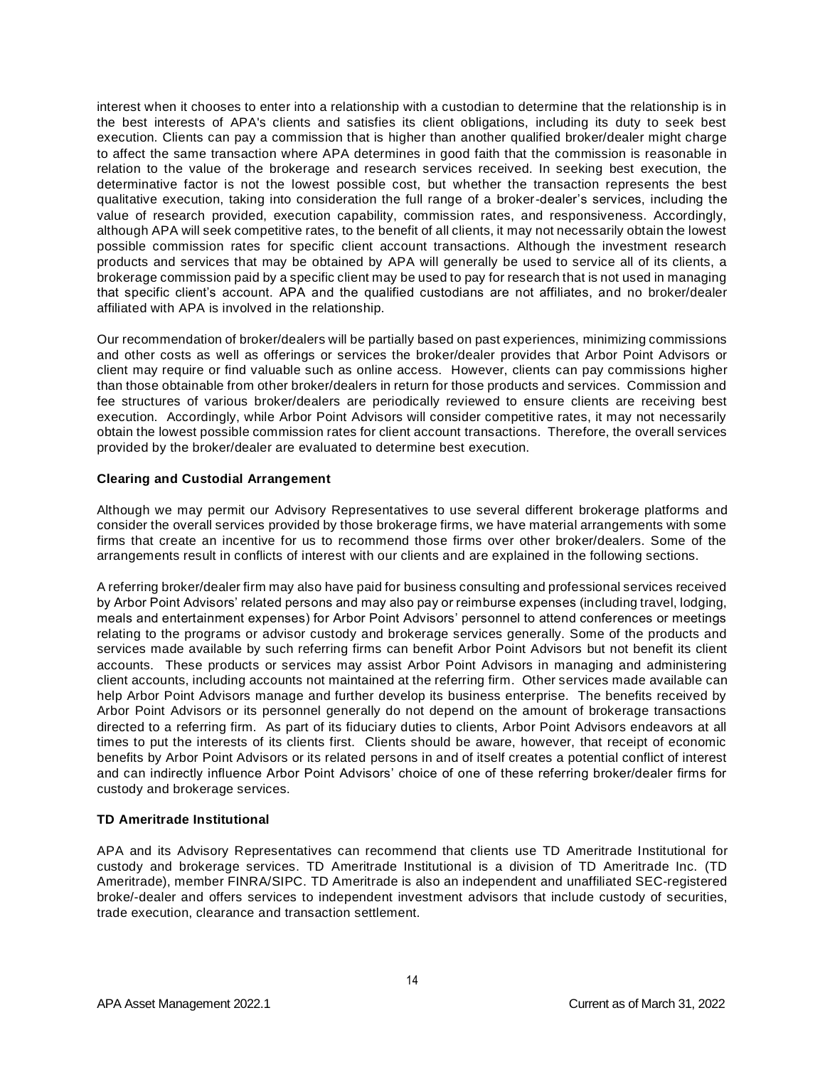interest when it chooses to enter into a relationship with a custodian to determine that the relationship is in the best interests of APA's clients and satisfies its client obligations, including its duty to seek best execution. Clients can pay a commission that is higher than another qualified broker/dealer might charge to affect the same transaction where APA determines in good faith that the commission is reasonable in relation to the value of the brokerage and research services received. In seeking best execution, the determinative factor is not the lowest possible cost, but whether the transaction represents the best qualitative execution, taking into consideration the full range of a broker-dealer's services, including the value of research provided, execution capability, commission rates, and responsiveness. Accordingly, although APA will seek competitive rates, to the benefit of all clients, it may not necessarily obtain the lowest possible commission rates for specific client account transactions. Although the investment research products and services that may be obtained by APA will generally be used to service all of its clients, a brokerage commission paid by a specific client may be used to pay for research that is not used in managing that specific client's account. APA and the qualified custodians are not affiliates, and no broker/dealer affiliated with APA is involved in the relationship.

Our recommendation of broker/dealers will be partially based on past experiences, minimizing commissions and other costs as well as offerings or services the broker/dealer provides that Arbor Point Advisors or client may require or find valuable such as online access. However, clients can pay commissions higher than those obtainable from other broker/dealers in return for those products and services. Commission and fee structures of various broker/dealers are periodically reviewed to ensure clients are receiving best execution. Accordingly, while Arbor Point Advisors will consider competitive rates, it may not necessarily obtain the lowest possible commission rates for client account transactions. Therefore, the overall services provided by the broker/dealer are evaluated to determine best execution.

**Clearing and Custodial Arrangement**

Although we may permit our Advisory Representatives to use several different brokerage platforms and consider the overall services provided by those brokerage firms, we have material arrangements with some firms that create an incentive for us to recommend those firms over other broker/dealers. Some of the arrangements result in conflicts of interest with our clients and are explained in the following sections.

A referring broker/dealer firm may also have paid for business consulting and professional services received by Arbor Point Advisors' related persons and may also pay or reimburse expenses (including travel, lodging, meals and entertainment expenses) for Arbor Point Advisors' personnel to attend conferences or meetings relating to the programs or advisor custody and brokerage services generally. Some of the products and services made available by such referring firms can benefit Arbor Point Advisors but not benefit its client accounts. These products or services may assist Arbor Point Advisors in managing and administering client accounts, including accounts not maintained at the referring firm. Other services made available can help Arbor Point Advisors manage and further develop its business enterprise. The benefits received by Arbor Point Advisors or its personnel generally do not depend on the amount of brokerage transactions directed to a referring firm. As part of its fiduciary duties to clients, Arbor Point Advisors endeavors at all times to put the interests of its clients first. Clients should be aware, however, that receipt of economic benefits by Arbor Point Advisors or its related persons in and of itself creates a potential conflict of interest and can indirectly influence Arbor Point Advisors' choice of one of these referring broker/dealer firms for custody and brokerage services.

**TD Ameritrade Institutional**

APA and its Advisory Representatives can recommend that clients use TD Ameritrade Institutional for custody and brokerage services. TD Ameritrade Institutional is a division of TD Ameritrade Inc. (TD Ameritrade), member FINRA/SIPC. TD Ameritrade is also an independent and unaffiliated SEC-registered broke/-dealer and offers services to independent investment advisors that include custody of securities, trade execution, clearance and transaction settlement.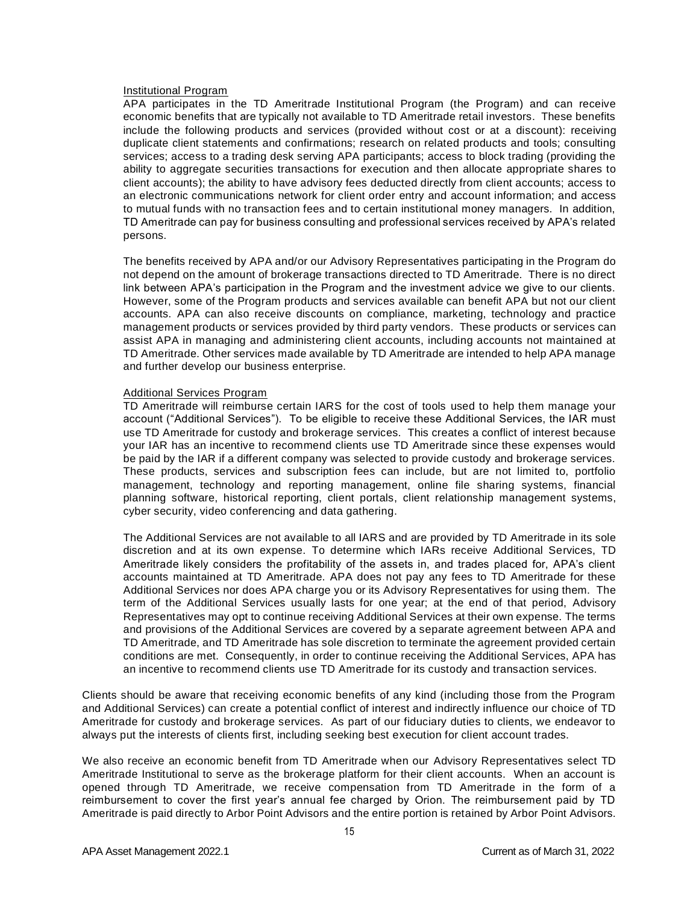Institutional Program

APA participates in the TD Ameritrade Institutional Program (the Program) and can receive economic benefits that are typically not available to TD Ameritrade retail investors. These benefits include the following products and services (provided without cost or at a discount): receiving duplicate client statements and confirmations; research on related products and tools; consulting services; access to a trading desk serving APA participants; access to block trading (providing the ability to aggregate securities transactions for execution and then allocate appropriate shares to client accounts); the ability to have advisory fees deducted directly from client accounts; access to an electronic communications network for client order entry and account information; and access to mutual funds with no transaction fees and to certain institutional money managers. In addition, TD Ameritrade can pay for business consulting and professional services received by APA's related persons.

The benefits received by APA and/or our Advisory Representatives participating in the Program do not depend on the amount of brokerage transactions directed to TD Ameritrade. There is no direct link between APA's participation in the Program and the investment advice we give to our clients. However, some of the Program products and services available can benefit APA but not our client accounts. APA can also receive discounts on compliance, marketing, technology and practice management products or services provided by third party vendors. These products or services can assist APA in managing and administering client accounts, including accounts not maintained at TD Ameritrade. Other services made available by TD Ameritrade are intended to help APA manage and further develop our business enterprise.

Additional Services Program

TD Ameritrade will reimburse certain IARS for the cost of tools used to help them manage your account ("Additional Services"). To be eligible to receive these Additional Services, the IAR must use TD Ameritrade for custody and brokerage services. This creates a conflict of interest because your IAR has an incentive to recommend clients use TD Ameritrade since these expenses would be paid by the IAR if a different company was selected to provide custody and brokerage services. These products, services and subscription fees can include, but are not limited to, portfolio management, technology and reporting management, online file sharing systems, financial planning software, historical reporting, client portals, client relationship management systems, cyber security, video conferencing and data gathering.

The Additional Services are not available to all IARS and are provided by TD Ameritrade in its sole discretion and at its own expense. To determine which IARs receive Additional Services, TD Ameritrade likely considers the profitability of the assets in, and trades placed for, APA's client accounts maintained at TD Ameritrade. APA does not pay any fees to TD Ameritrade for these Additional Services nor does APA charge you or its Advisory Representatives for using them. The term of the Additional Services usually lasts for one year; at the end of that period, Advisory Representatives may opt to continue receiving Additional Services at their own expense. The terms and provisions of the Additional Services are covered by a separate agreement between APA and TD Ameritrade, and TD Ameritrade has sole discretion to terminate the agreement provided certain conditions are met. Consequently, in order to continue receiving the Additional Services, APA has an incentive to recommend clients use TD Ameritrade for its custody and transaction services.

Clients should be aware that receiving economic benefits of any kind (including those from the Program and Additional Services) can create a potential conflict of interest and indirectly influence our choice of TD Ameritrade for custody and brokerage services. As part of our fiduciary duties to clients, we endeavor to always put the interests of clients first, including seeking best execution for client account trades.

We also receive an economic benefit from TD Ameritrade when our Advisory Representatives select TD Ameritrade Institutional to serve as the brokerage platform for their client accounts. When an account is opened through TD Ameritrade, we receive compensation from TD Ameritrade in the form of a reimbursement to cover the first year's annual fee charged by Orion. The reimbursement paid by TD Ameritrade is paid directly to Arbor Point Advisors and the entire portion is retained by Arbor Point Advisors.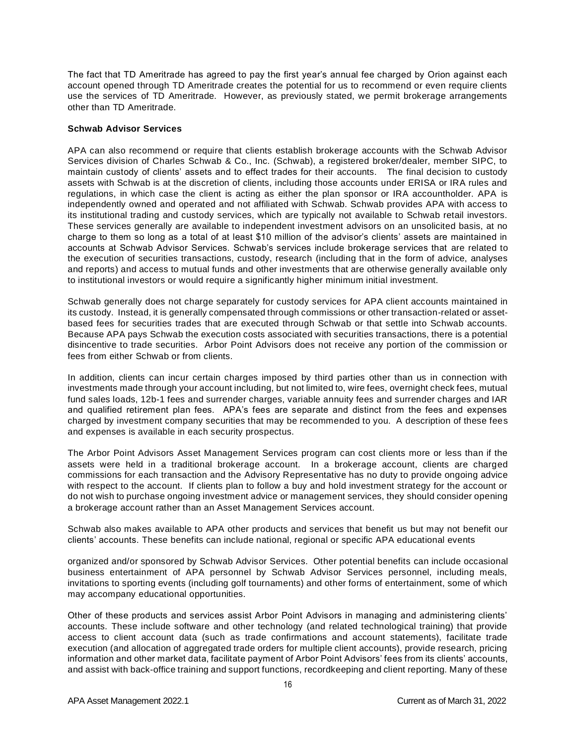The fact that TD Ameritrade has agreed to pay the first year's annual fee charged by Orion against each account opened through TD Ameritrade creates the potential for us to recommend or even require clients use the services of TD Ameritrade. However, as previously stated, we permit brokerage arrangements other than TD Ameritrade.

**Schwab Advisor Services**

APA can also recommend or require that clients establish brokerage accounts with the Schwab Advisor Services division of Charles Schwab & Co., Inc. (Schwab), a registered broker/dealer, member SIPC, to maintain custody of clients' assets and to effect trades for their accounts. The final decision to custody assets with Schwab is at the discretion of clients, including those accounts under ERISA or IRA rules and regulations, in which case the client is acting as either the plan sponsor or IRA accountholder. APA is independently owned and operated and not affiliated with Schwab. Schwab provides APA with access to its institutional trading and custody services, which are typically not available to Schwab retail investors. These services generally are available to independent investment advisors on an unsolicited basis, at no charge to them so long as a total of at least $10 million of the advisor's clients' assets are maintained in accounts at Schwab Advisor Services. Schwab's services include brokerage services that are related to the execution of securities transactions, custody, research (including that in the form of advice, analyses and reports) and access to mutual funds and other investments that are otherwise generally available only to institutional investors or would require a significantly higher minimum initial investment.

Schwab generally does not charge separately for custody services for APA client accounts maintained in its custody. Instead, it is generally compensated through commissions or other transaction-related or asset-based fees for securities trades that are executed through Schwab or that settle into Schwab accounts. Because APA pays Schwab the execution costs associated with securities transactions, there is a potential disincentive to trade securities. Arbor Point Advisors does not receive any portion of the commission or fees from either Schwab or from clients.

In addition, clients can incur certain charges imposed by third parties other than us in connection with investments made through your account including, but not limited to, wire fees, overnight check fees, mutual fund sales loads, 12b-1 fees and surrender charges, variable annuity fees and surrender charges and IAR and qualified retirement plan fees. APA's fees are separate and distinct from the fees and expenses charged by investment company securities that may be recommended to you. A description of these fees and expenses is available in each security prospectus.

The Arbor Point Advisors Asset Management Services program can cost clients more or less than if the assets were held in a traditional brokerage account. In a brokerage account, clients are charged commissions for each transaction and the Advisory Representative has no duty to provide ongoing advice with respect to the account. If clients plan to follow a buy and hold investment strategy for the account or do not wish to purchase ongoing investment advice or management services, they should consider opening a brokerage account rather than an Asset Management Services account.

Schwab also makes available to APA other products and services that benefit us but may not benefit our clients' accounts. These benefits can include national, regional or specific APA educational events organized and/or sponsored by Schwab Advisor Services. Other potential benefits can include occasional business entertainment of APA personnel by Schwab Advisor Services personnel, including meals, invitations to sporting events (including golf tournaments) and other forms of entertainment, some of which may accompany educational opportunities.

Other of these products and services assist Arbor Point Advisors in managing and administering clients' accounts. These include software and other technology (and related technological training) that provide access to client account data (such as trade confirmations and account statements), facilitate trade execution (and allocation of aggregated trade orders for multiple client accounts), provide research, pricing information and other market data, facilitate payment of Arbor Point Advisors' fees from its clients' accounts, and assist with back-office training and support functions, recordkeeping and client reporting. Many of these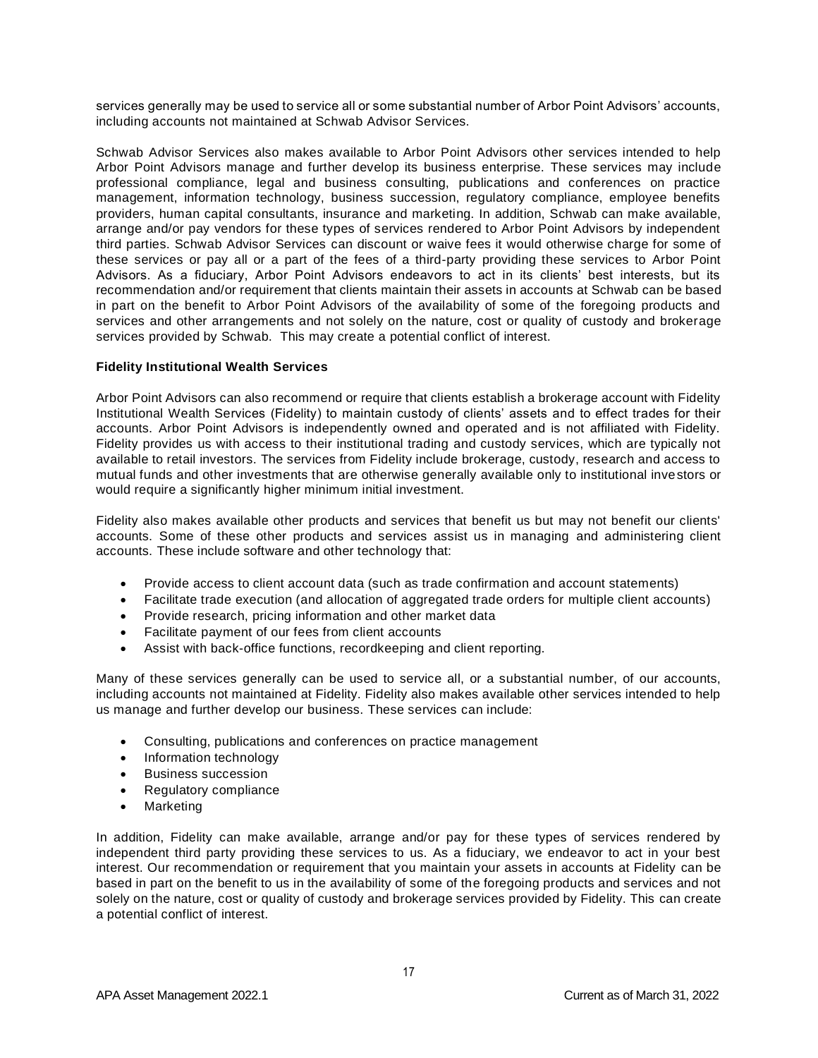services generally may be used to service all or some substantial number of Arbor Point Advisors' accounts, including accounts not maintained at Schwab Advisor Services.

Schwab Advisor Services also makes available to Arbor Point Advisors other services intended to help Arbor Point Advisors manage and further develop its business enterprise. These services may include professional compliance, legal and business consulting, publications and conferences on practice management, information technology, business succession, regulatory compliance, employee benefits providers, human capital consultants, insurance and marketing. In addition, Schwab can make available, arrange and/or pay vendors for these types of services rendered to Arbor Point Advisors by independent third parties. Schwab Advisor Services can discount or waive fees it would otherwise charge for some of these services or pay all or a part of the fees of a third-party providing these services to Arbor Point Advisors. As a fiduciary, Arbor Point Advisors endeavors to act in its clients' best interests, but its recommendation and/or requirement that clients maintain their assets in accounts at Schwab can be based in part on the benefit to Arbor Point Advisors of the availability of some of the foregoing products and services and other arrangements and not solely on the nature, cost or quality of custody and brokerage services provided by Schwab. This may create a potential conflict of interest.

**Fidelity Institutional Wealth Services**

Arbor Point Advisors can also recommend or require that clients establish a brokerage account with Fidelity Institutional Wealth Services (Fidelity) to maintain custody of clients' assets and to effect trades for their accounts. Arbor Point Advisors is independently owned and operated and is not affiliated with Fidelity. Fidelity provides us with access to their institutional trading and custody services, which are typically not available to retail investors. The services from Fidelity include brokerage, custody, research and access to mutual funds and other investments that are otherwise generally available only to institutional investors or would require a significantly higher minimum initial investment.

Fidelity also makes available other products and services that benefit us but may not benefit our clients' accounts. Some of these other products and services assist us in managing and administering client accounts. These include software and other technology that:

- Provide access to client account data (such as trade confirmation and account statements)
- Facilitate trade execution (and allocation of aggregated trade orders for multiple client accounts)
- Provide research, pricing information and other market data
- Facilitate payment of our fees from client accounts
- Assist with back-office functions, recordkeeping and client reporting.

Many of these services generally can be used to service all, or a substantial number, of our accounts, including accounts not maintained at Fidelity. Fidelity also makes available other services intended to help us manage and further develop our business. These services can include:

- Consulting, publications and conferences on practice management
- Information technology
- Business succession
- Regulatory compliance
- Marketing

In addition, Fidelity can make available, arrange and/or pay for these types of services rendered by independent third party providing these services to us. As a fiduciary, we endeavor to act in your best interest. Our recommendation or requirement that you maintain your assets in accounts at Fidelity can be based in part on the benefit to us in the availability of some of the foregoing products and services and not solely on the nature, cost or quality of custody and brokerage services provided by Fidelity. This can create a potential conflict of interest.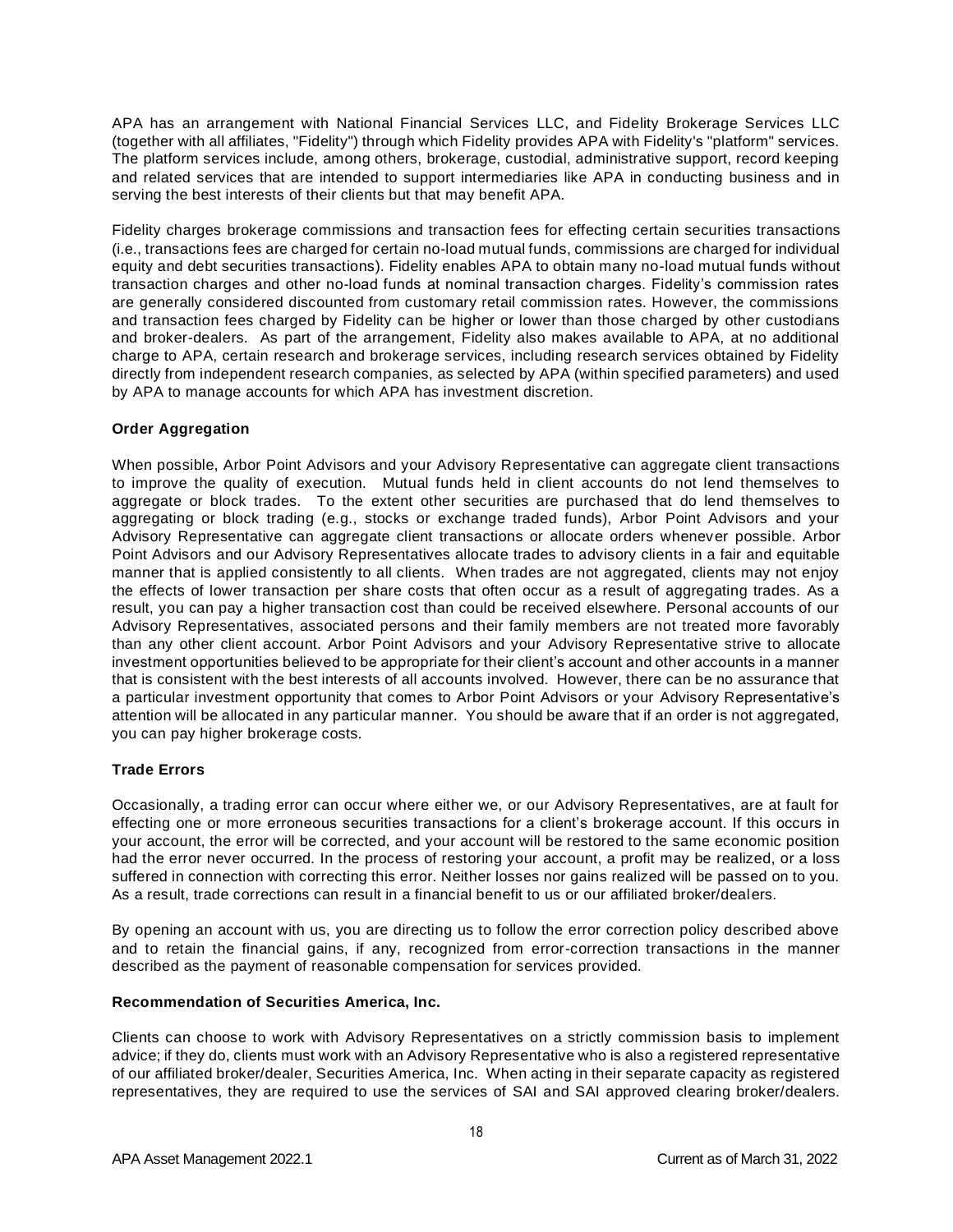APA has an arrangement with National Financial Services LLC, and Fidelity Brokerage Services LLC (together with all affiliates, "Fidelity") through which Fidelity provides APA with Fidelity's "platform" services. The platform services include, among others, brokerage, custodial, administrative support, record keeping and related services that are intended to support intermediaries like APA in conducting business and in serving the best interests of their clients but that may benefit APA.

Fidelity charges brokerage commissions and transaction fees for effecting certain securities transactions (i.e., transactions fees are charged for certain no-load mutual funds, commissions are charged for individual equity and debt securities transactions). Fidelity enables APA to obtain many no-load mutual funds without transaction charges and other no-load funds at nominal transaction charges. Fidelity's commission rates are generally considered discounted from customary retail commission rates. However, the commissions and transaction fees charged by Fidelity can be higher or lower than those charged by other custodians and broker-dealers. As part of the arrangement, Fidelity also makes available to APA, at no additional charge to APA, certain research and brokerage services, including research services obtained by Fidelity directly from independent research companies, as selected by APA (within specified parameters) and used by APA to manage accounts for which APA has investment discretion.

**Order Aggregation**

When possible, Arbor Point Advisors and your Advisory Representative can aggregate client transactions to improve the quality of execution. Mutual funds held in client accounts do not lend themselves to aggregate or block trades. To the extent other securities are purchased that do lend themselves to aggregating or block trading (e.g., stocks or exchange traded funds), Arbor Point Advisors and your Advisory Representative can aggregate client transactions or allocate orders whenever possible. Arbor Point Advisors and our Advisory Representatives allocate trades to advisory clients in a fair and equitable manner that is applied consistently to all clients. When trades are not aggregated, clients may not enjoy the effects of lower transaction per share costs that often occur as a result of aggregating trades. As a result, you can pay a higher transaction cost than could be received elsewhere. Personal accounts of our Advisory Representatives, associated persons and their family members are not treated more favorably than any other client account. Arbor Point Advisors and your Advisory Representative strive to allocate investment opportunities believed to be appropriate for their client's account and other accounts in a manner that is consistent with the best interests of all accounts involved. However, there can be no assurance that a particular investment opportunity that comes to Arbor Point Advisors or your Advisory Representative's attention will be allocated in any particular manner. You should be aware that if an order is not aggregated, you can pay higher brokerage costs.

**Trade Errors**

Occasionally, a trading error can occur where either we, or our Advisory Representatives, are at fault for effecting one or more erroneous securities transactions for a client's brokerage account. If this occurs in your account, the error will be corrected, and your account will be restored to the same economic position had the error never occurred. In the process of restoring your account, a profit may be realized, or a loss suffered in connection with correcting this error. Neither losses nor gains realized will be passed on to you. As a result, trade corrections can result in a financial benefit to us or our affiliated broker/dealers.

By opening an account with us, you are directing us to follow the error correction policy described above and to retain the financial gains, if any, recognized from error-correction transactions in the manner described as the payment of reasonable compensation for services provided.

**Recommendation of Securities America, Inc.**

Clients can choose to work with Advisory Representatives on a strictly commission basis to implement advice; if they do, clients must work with an Advisory Representative who is also a registered representative of our affiliated broker/dealer, Securities America, Inc. When acting in their separate capacity as registered representatives, they are required to use the services of SAI and SAI approved clearing broker/dealers.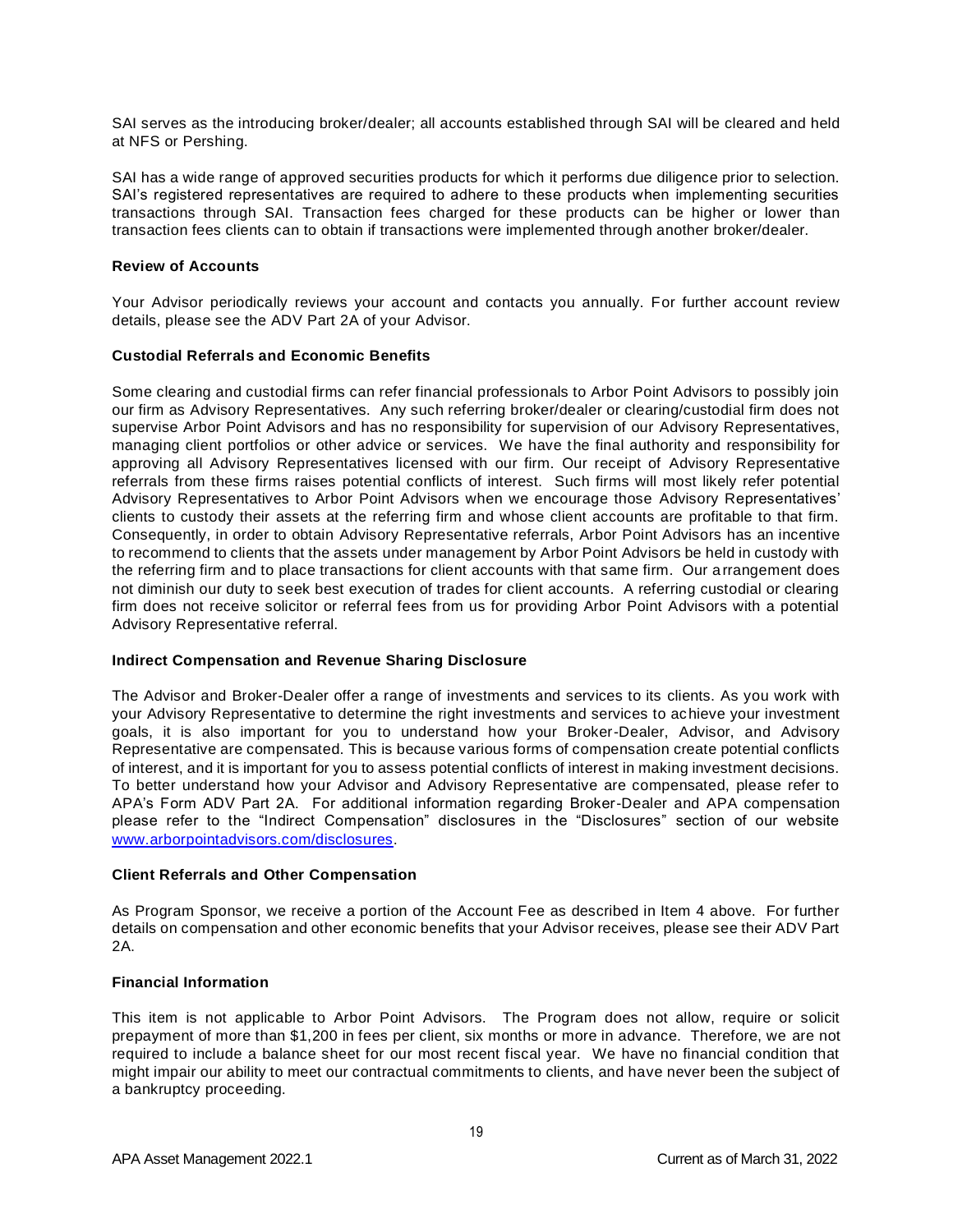SAI serves as the introducing broker/dealer; all accounts established through SAI will be cleared and held at NFS or Pershing.

SAI has a wide range of approved securities products for which it performs due diligence prior to selection. SAI's registered representatives are required to adhere to these products when implementing securities transactions through SAI. Transaction fees charged for these products can be higher or lower than transaction fees clients can to obtain if transactions were implemented through another broker/dealer.

**Review of Accounts**

Your Advisor periodically reviews your account and contacts you annually. For further account review details, please see the ADV Part 2A of your Advisor.

**Custodial Referrals and Economic Benefits**

Some clearing and custodial firms can refer financial professionals to Arbor Point Advisors to possibly join our firm as Advisory Representatives. Any such referring broker/dealer or clearing/custodial firm does not supervise Arbor Point Advisors and has no responsibility for supervision of our Advisory Representatives, managing client portfolios or other advice or services. We have the final authority and responsibility for approving all Advisory Representatives licensed with our firm. Our receipt of Advisory Representative referrals from these firms raises potential conflicts of interest. Such firms will most likely refer potential Advisory Representatives to Arbor Point Advisors when we encourage those Advisory Representatives' clients to custody their assets at the referring firm and whose client accounts are profitable to that firm. Consequently, in order to obtain Advisory Representative referrals, Arbor Point Advisors has an incentive to recommend to clients that the assets under management by Arbor Point Advisors be held in custody with the referring firm and to place transactions for client accounts with that same firm. Our arrangement does not diminish our duty to seek best execution of trades for client accounts. A referring custodial or clearing firm does not receive solicitor or referral fees from us for providing Arbor Point Advisors with a potential Advisory Representative referral.

**Indirect Compensation and Revenue Sharing Disclosure**

The Advisor and Broker-Dealer offer a range of investments and services to its clients. As you work with your Advisory Representative to determine the right investments and services to achieve your investment goals, it is also important for you to understand how your Broker-Dealer, Advisor, and Advisory Representative are compensated. This is because various forms of compensation create potential conflicts of interest, and it is important for you to assess potential conflicts of interest in making investment decisions. To better understand how your Advisor and Advisory Representative are compensated, please refer to APA's Form ADV Part 2A. For additional information regarding Broker-Dealer and APA compensation please refer to the "Indirect Compensation" disclosures in the "Disclosures" section of our website www.arborpointadvisors.com/disclosures.

**Client Referrals and Other Compensation**

As Program Sponsor, we receive a portion of the Account Fee as described in Item 4 above. For further details on compensation and other economic benefits that your Advisor receives, please see their ADV Part 2A.

**Financial Information**

This item is not applicable to Arbor Point Advisors. The Program does not allow, require or solicit prepayment of more than $1,200 in fees per client, six months or more in advance. Therefore, we are not required to include a balance sheet for our most recent fiscal year. We have no financial condition that might impair our ability to meet our contractual commitments to clients, and have never been the subject of a bankruptcy proceeding.